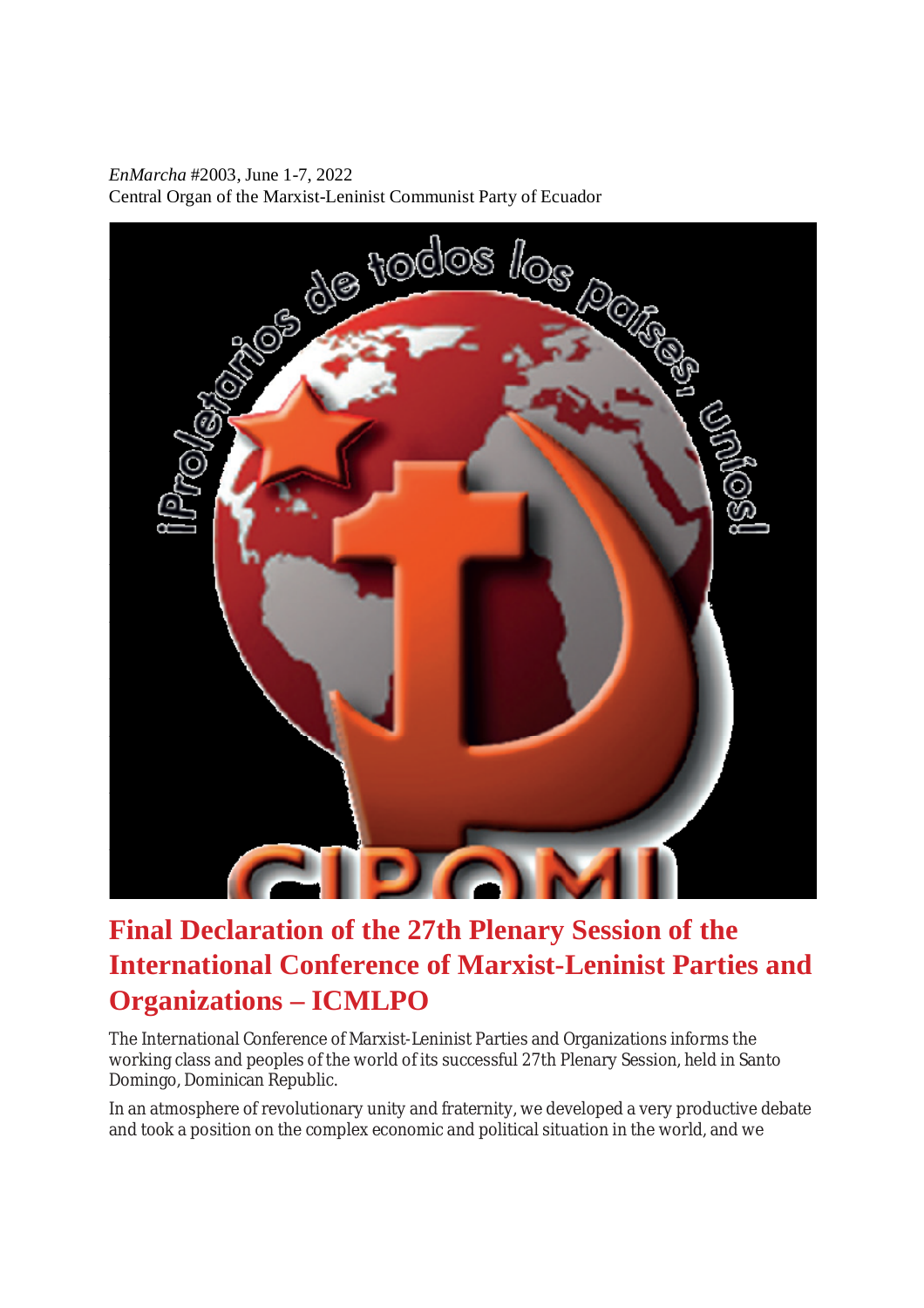*EnMarcha* #2003, June 1-7, 2022
Central Organ of the Marxist-Leninist Communist Party of Ecuador

# Final Declaration of the 27th Plenary Session of the International Conference of Marxist-Leninist Parties and Organizations – ICMLPO

The International Conference of Marxist-Leninist Parties and Organizations informs the working class and peoples of the world of its successful 27th Plenary Session, held in Santo Domingo, Dominican Republic.

In an atmosphere of revolutionary unity and fraternity, we developed a very productive debate and took a position on the complex economic and political situation in the world, and we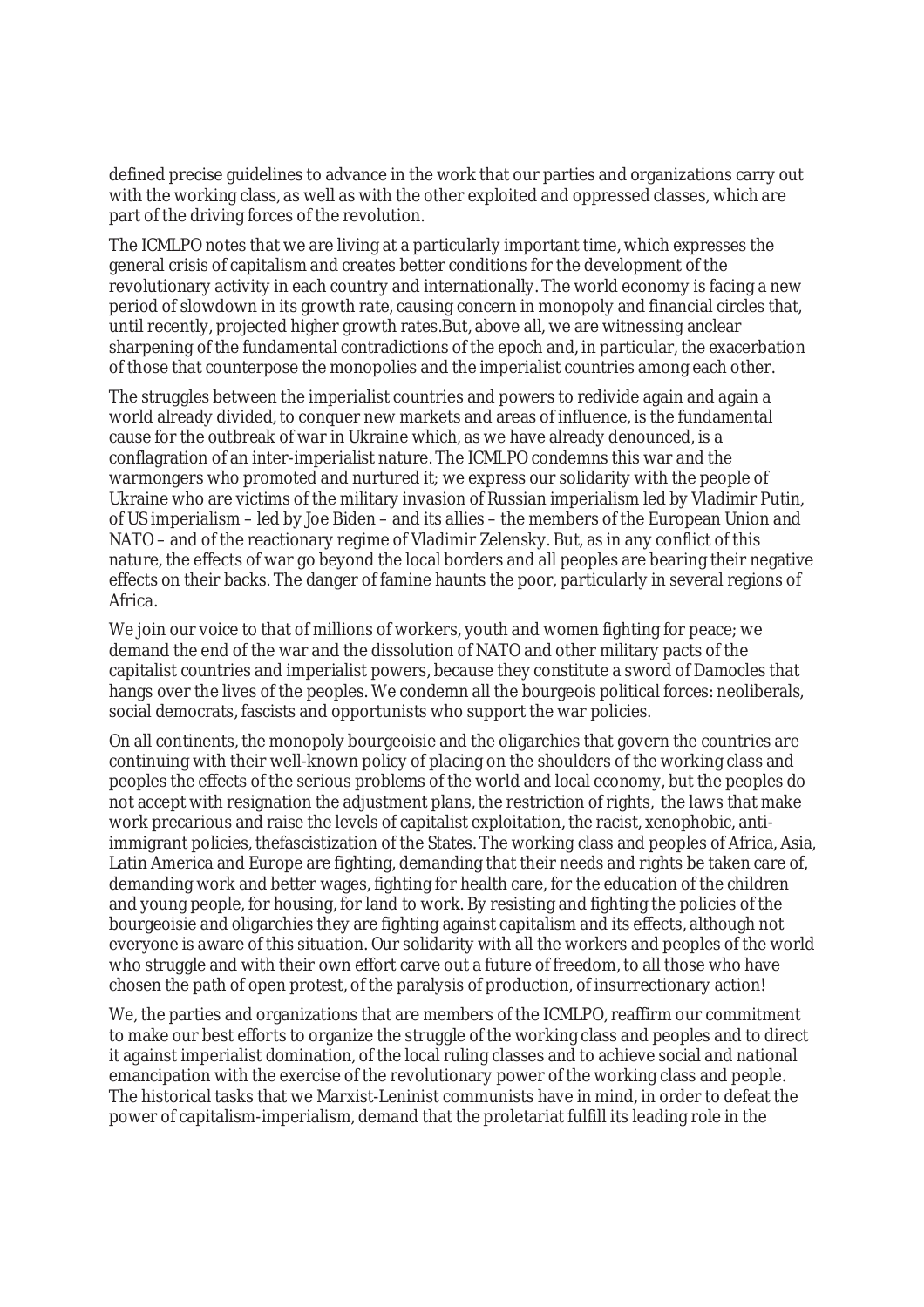defined precise guidelines to advance in the work that our parties and organizations carry out with the working class, as well as with the other exploited and oppressed classes, which are part of the driving forces of the revolution.

The ICMLPO notes that we are living at a particularly important time, which expresses the general crisis of capitalism and creates better conditions for the development of the revolutionary activity in each country and internationally. The world economy is facing a new period of slowdown in its growth rate, causing concern in monopoly and financial circles that, until recently, projected higher growth rates.But, above all, we are witnessing anclear sharpening of the fundamental contradictions of the epoch and, in particular, the exacerbation of those that counterpose the monopolies and the imperialist countries among each other.

The struggles between the imperialist countries and powers to redivide again and again a world already divided, to conquer new markets and areas of influence, is the fundamental cause for the outbreak of war in Ukraine which, as we have already denounced, is a conflagration of an inter-imperialist nature. The ICMLPO condemns this war and the warmongers who promoted and nurtured it; we express our solidarity with the people of Ukraine who are victims of the military invasion of Russian imperialism led by Vladimir Putin, of US imperialism – led by Joe Biden – and its allies – the members of the European Union and NATO – and of the reactionary regime of Vladimir Zelensky. But, as in any conflict of this nature, the effects of war go beyond the local borders and all peoples are bearing their negative effects on their backs. The danger of famine haunts the poor, particularly in several regions of Africa.

We join our voice to that of millions of workers, youth and women fighting for peace; we demand the end of the war and the dissolution of NATO and other military pacts of the capitalist countries and imperialist powers, because they constitute a sword of Damocles that hangs over the lives of the peoples. We condemn all the bourgeois political forces: neoliberals, social democrats, fascists and opportunists who support the war policies.

On all continents, the monopoly bourgeoisie and the oligarchies that govern the countries are continuing with their well-known policy of placing on the shoulders of the working class and peoples the effects of the serious problems of the world and local economy, but the peoples do not accept with resignation the adjustment plans, the restriction of rights, the laws that make work precarious and raise the levels of capitalist exploitation, the racist, xenophobic, anti-immigrant policies, thefascistization of the States. The working class and peoples of Africa, Asia, Latin America and Europe are fighting, demanding that their needs and rights be taken care of, demanding work and better wages, fighting for health care, for the education of the children and young people, for housing, for land to work. By resisting and fighting the policies of the bourgeoisie and oligarchies they are fighting against capitalism and its effects, although not everyone is aware of this situation. Our solidarity with all the workers and peoples of the world who struggle and with their own effort carve out a future of freedom, to all those who have chosen the path of open protest, of the paralysis of production, of insurrectionary action!

We, the parties and organizations that are members of the ICMLPO, reaffirm our commitment to make our best efforts to organize the struggle of the working class and peoples and to direct it against imperialist domination, of the local ruling classes and to achieve social and national emancipation with the exercise of the revolutionary power of the working class and people. The historical tasks that we Marxist-Leninist communists have in mind, in order to defeat the power of capitalism-imperialism, demand that the proletariat fulfill its leading role in the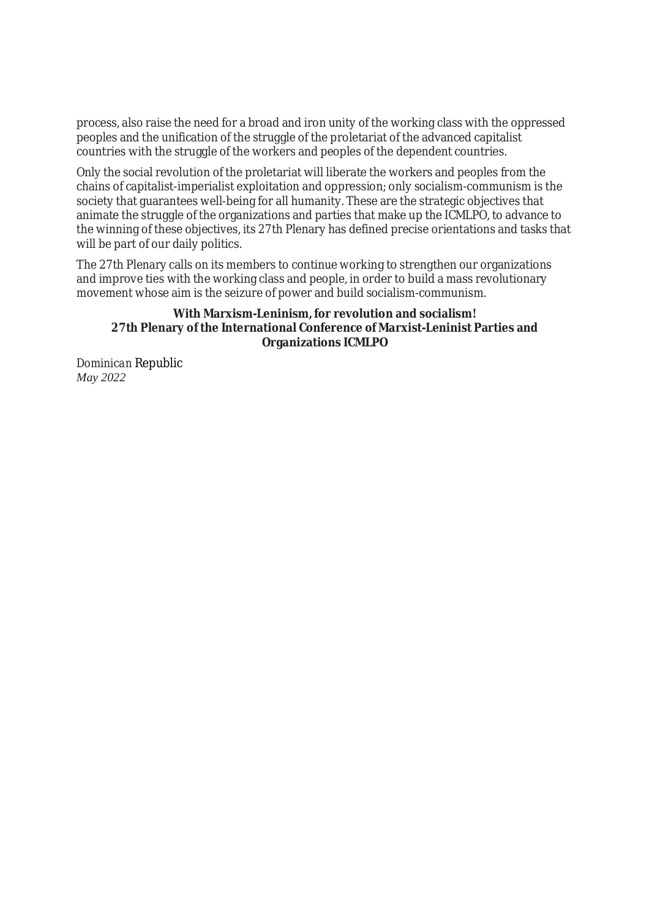process, also raise the need for a broad and iron unity of the working class with the oppressed peoples and the unification of the struggle of the proletariat of the advanced capitalist countries with the struggle of the workers and peoples of the dependent countries.

Only the social revolution of the proletariat will liberate the workers and peoples from the chains of capitalist-imperialist exploitation and oppression; only socialism-communism is the society that guarantees well-being for all humanity. These are the strategic objectives that animate the struggle of the organizations and parties that make up the ICMLPO, to advance to the winning of these objectives, its 27th Plenary has defined precise orientations and tasks that will be part of our daily politics.

The 27th Plenary calls on its members to continue working to strengthen our organizations and improve ties with the working class and people, in order to build a mass revolutionary movement whose aim is the seizure of power and build socialism-communism.

**With Marxism-Leninism, for revolution and socialism!**
**27th Plenary of the International Conference of Marxist-Leninist Parties and Organizations ICMLPO**

*Dominican Republic*
*May 2022*